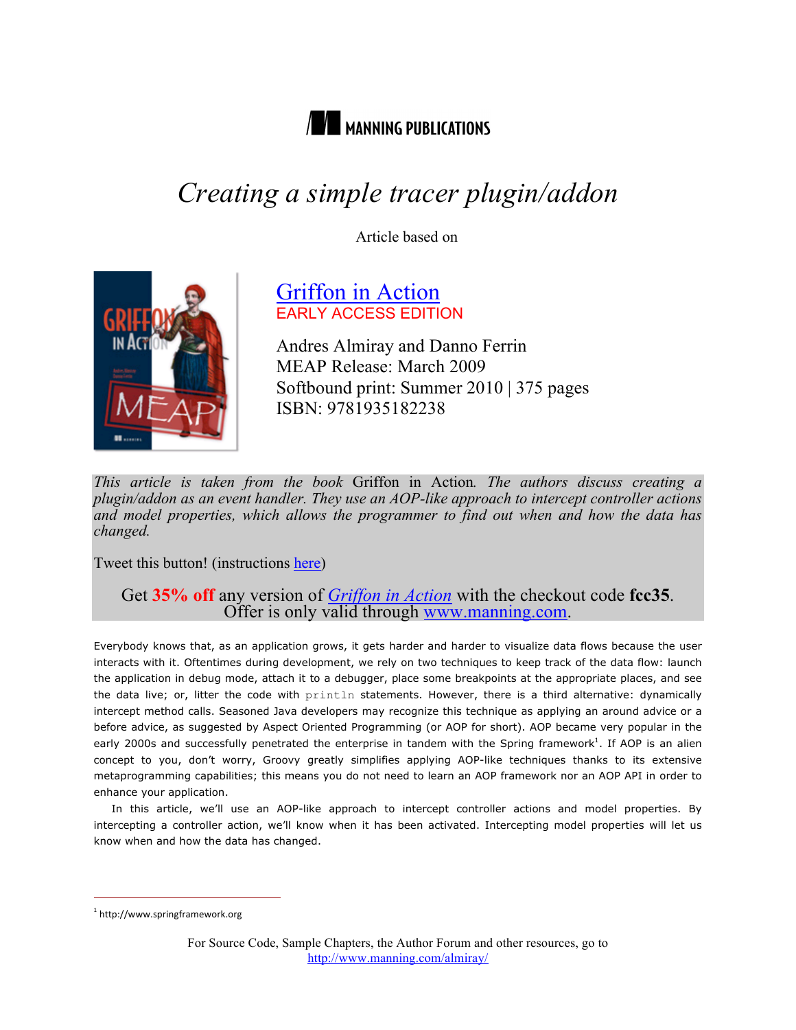MANNING PUBLICATIONS

# *Creating a simple tracer plugin/addon*

Article based on

## Griffon in Action
EARLY ACCESS EDITION

Andres Almiray and Danno Ferrin
MEAP Release: March 2009
Softbound print: Summer 2010 | 375 pages
ISBN: 9781935182238

*This article is taken from the book* Griffon in Action*. The authors discuss creating a plugin/addon as an event handler. They use an AOP-like approach to intercept controller actions and model properties, which allows the programmer to find out when and how the data has changed.*

Tweet this button! (instructions here)

Get **35% off** any version of *Griffon in Action* with the checkout code **fcc35**. Offer is only valid through www.manning.com.

Everybody knows that, as an application grows, it gets harder and harder to visualize data flows because the user interacts with it. Oftentimes during development, we rely on two techniques to keep track of the data flow: launch the application in debug mode, attach it to a debugger, place some breakpoints at the appropriate places, and see the data live; or, litter the code with `println` statements. However, there is a third alternative: dynamically intercept method calls. Seasoned Java developers may recognize this technique as applying an around advice or a before advice, as suggested by Aspect Oriented Programming (or AOP for short). AOP became very popular in the early 2000s and successfully penetrated the enterprise in tandem with the Spring framework[1]. If AOP is an alien concept to you, don't worry, Groovy greatly simplifies applying AOP-like techniques thanks to its extensive metaprogramming capabilities; this means you do not need to learn an AOP framework nor an AOP API in order to enhance your application.

In this article, we'll use an AOP-like approach to intercept controller actions and model properties. By intercepting a controller action, we'll know when it has been activated. Intercepting model properties will let us know when and how the data has changed.

[1] http://www.springframework.org

For Source Code, Sample Chapters, the Author Forum and other resources, go to http://www.manning.com/almiray/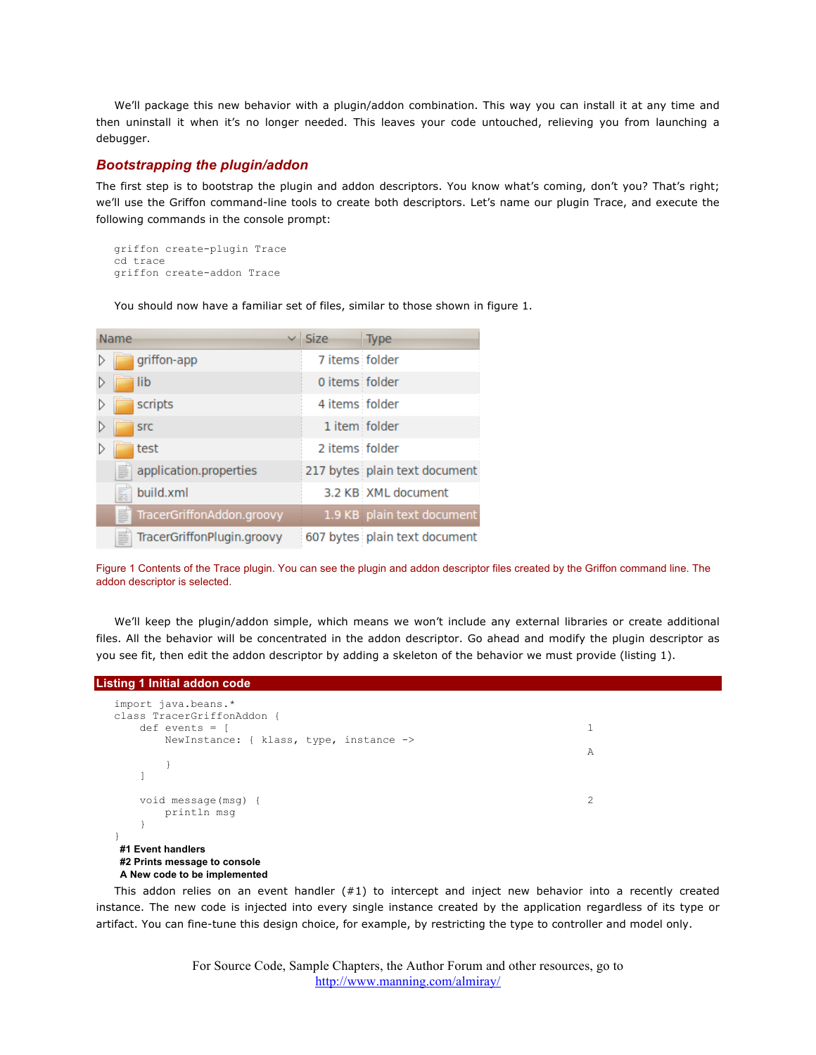We'll package this new behavior with a plugin/addon combination. This way you can install it at any time and then uninstall it when it's no longer needed. This leaves your code untouched, relieving you from launching a debugger.

### *Bootstrapping the plugin/addon*

The first step is to bootstrap the plugin and addon descriptors. You know what's coming, don't you? That's right; we'll use the Griffon command-line tools to create both descriptors. Let's name our plugin Trace, and execute the following commands in the console prompt:

```
griffon create-plugin Trace
cd trace
griffon create-addon Trace
```

You should now have a familiar set of files, similar to those shown in figure 1.

| Name | Size | Type |
|---|---|---|
| griffon-app | 7 items | folder |
| lib | 0 items | folder |
| scripts | 4 items | folder |
| src | 1 item | folder |
| test | 2 items | folder |
| application.properties | 217 bytes | plain text document |
| build.xml | 3.2 KB | XML document |
| TracerGriffonAddon.groovy | 1.9 KB | plain text document |
| TracerGriffonPlugin.groovy | 607 bytes | plain text document |

Figure 1 Contents of the Trace plugin. You can see the plugin and addon descriptor files created by the Griffon command line. The addon descriptor is selected.

We'll keep the plugin/addon simple, which means we won't include any external libraries or create additional files. All the behavior will be concentrated in the addon descriptor. Go ahead and modify the plugin descriptor as you see fit, then edit the addon descriptor by adding a skeleton of the behavior we must provide (listing 1).

**Listing 1 Initial addon code**

```
import java.beans.*
class TracerGriffonAddon {
    def events = [                                              1
        NewInstance: { klass, type, instance ->
                                                                A
        }
    ]

    void message(msg) {                                         2
        println msg
    }
}
```

**#1 Event handlers**
**#2 Prints message to console**
**A New code to be implemented**

This addon relies on an event handler (#1) to intercept and inject new behavior into a recently created instance. The new code is injected into every single instance created by the application regardless of its type or artifact. You can fine-tune this design choice, for example, by restricting the type to controller and model only.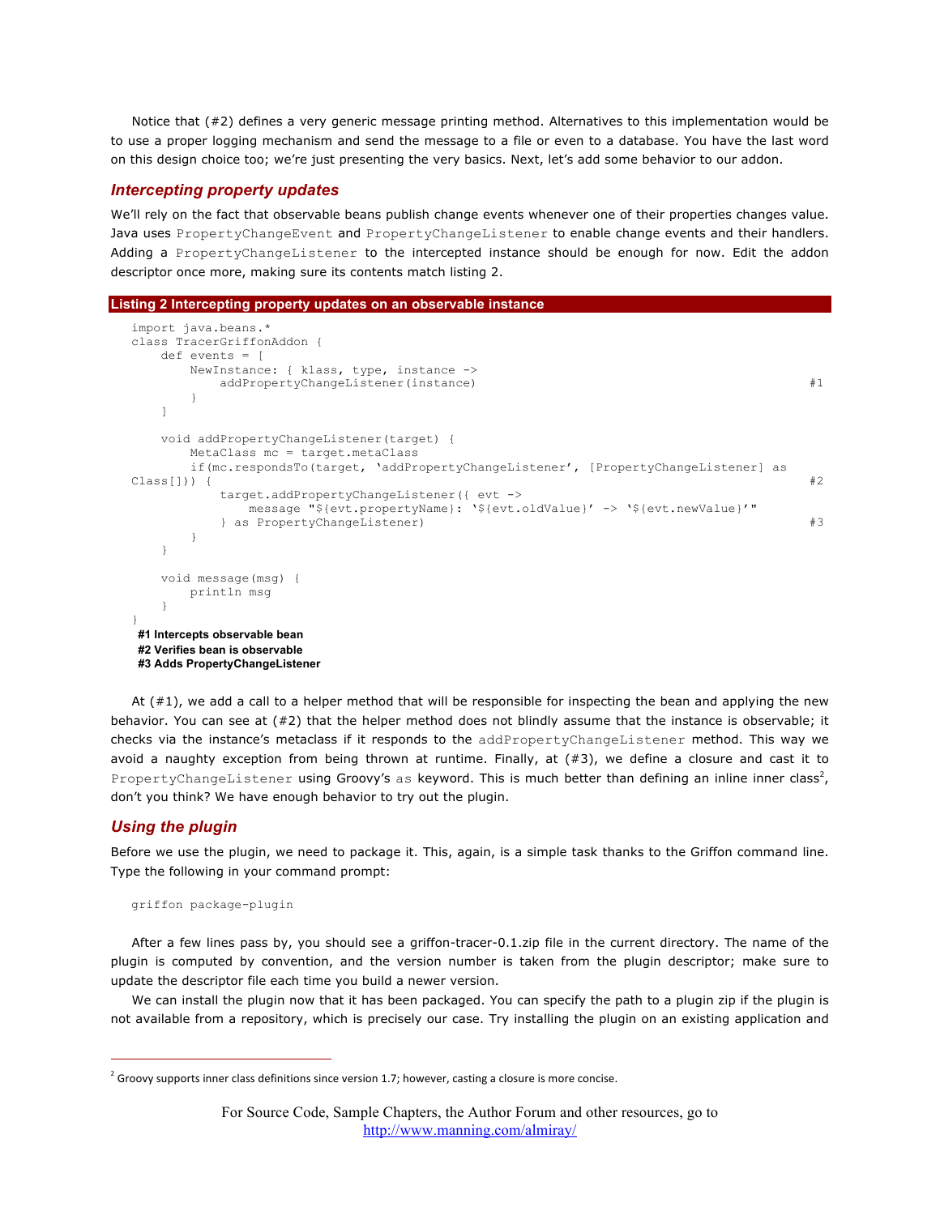Notice that (#2) defines a very generic message printing method. Alternatives to this implementation would be to use a proper logging mechanism and send the message to a file or even to a database. You have the last word on this design choice too; we're just presenting the very basics. Next, let's add some behavior to our addon.

### *Intercepting property updates*

We'll rely on the fact that observable beans publish change events whenever one of their properties changes value. Java uses `PropertyChangeEvent` and `PropertyChangeListener` to enable change events and their handlers. Adding a `PropertyChangeListener` to the intercepted instance should be enough for now. Edit the addon descriptor once more, making sure its contents match listing 2.

**Listing 2 Intercepting property updates on an observable instance**

```
import java.beans.*
class TracerGriffonAddon {
    def events = [
        NewInstance: { klass, type, instance ->
            addPropertyChangeListener(instance)                                    #1
        }
    ]

    void addPropertyChangeListener(target) {
        MetaClass mc = target.metaClass
        if(mc.respondsTo(target, 'addPropertyChangeListener', [PropertyChangeListener] as
Class[])) {                                                                        #2
            target.addPropertyChangeListener({ evt ->
                message "${evt.propertyName}: '${evt.oldValue}' -> '${evt.newValue}'"
            } as PropertyChangeListener)                                           #3
        }
    }

    void message(msg) {
        println msg
    }
}
```

**#1 Intercepts observable bean**
**#2 Verifies bean is observable**
**#3 Adds PropertyChangeListener**

At (#1), we add a call to a helper method that will be responsible for inspecting the bean and applying the new behavior. You can see at (#2) that the helper method does not blindly assume that the instance is observable; it checks via the instance's metaclass if it responds to the `addPropertyChangeListener` method. This way we avoid a naughty exception from being thrown at runtime. Finally, at (#3), we define a closure and cast it to `PropertyChangeListener` using Groovy's `as` keyword. This is much better than defining an inline inner class[2], don't you think? We have enough behavior to try out the plugin.

### *Using the plugin*

Before we use the plugin, we need to package it. This, again, is a simple task thanks to the Griffon command line. Type the following in your command prompt:

```
griffon package-plugin
```

After a few lines pass by, you should see a griffon-tracer-0.1.zip file in the current directory. The name of the plugin is computed by convention, and the version number is taken from the plugin descriptor; make sure to update the descriptor file each time you build a newer version.

We can install the plugin now that it has been packaged. You can specify the path to a plugin zip if the plugin is not available from a repository, which is precisely our case. Try installing the plugin on an existing application and

---

[2] Groovy supports inner class definitions since version 1.7; however, casting a closure is more concise.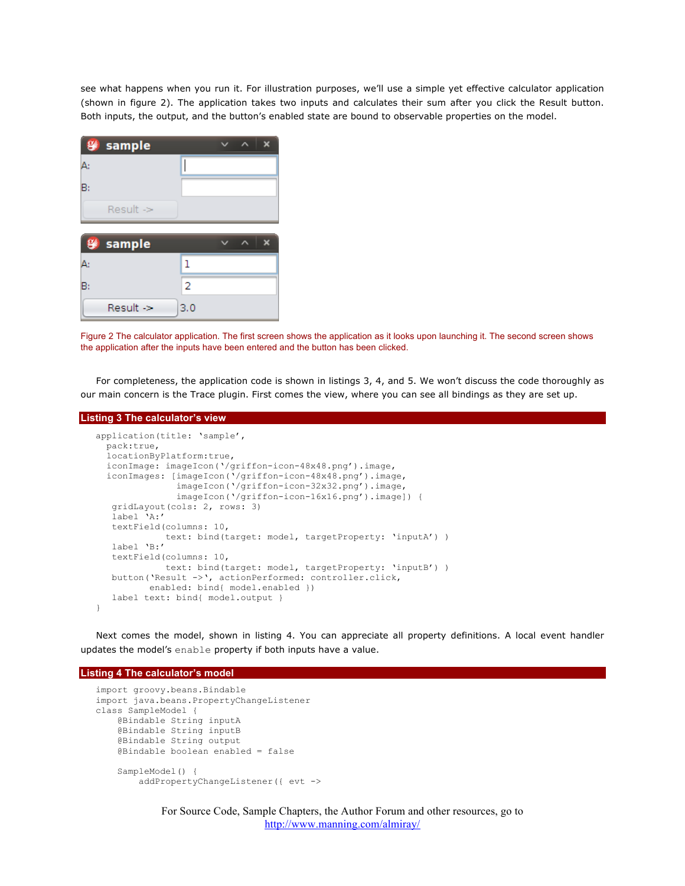see what happens when you run it. For illustration purposes, we'll use a simple yet effective calculator application (shown in figure 2). The application takes two inputs and calculates their sum after you click the Result button. Both inputs, the output, and the button's enabled state are bound to observable properties on the model.

Figure 2 The calculator application. The first screen shows the application as it looks upon launching it. The second screen shows the application after the inputs have been entered and the button has been clicked.

For completeness, the application code is shown in listings 3, 4, and 5. We won't discuss the code thoroughly as our main concern is the Trace plugin. First comes the view, where you can see all bindings as they are set up.

**Listing 3 The calculator's view**

```
application(title: 'sample',
  pack:true,
  locationByPlatform:true,
  iconImage: imageIcon('/griffon-icon-48x48.png').image,
  iconImages: [imageIcon('/griffon-icon-48x48.png').image,
               imageIcon('/griffon-icon-32x32.png').image,
               imageIcon('/griffon-icon-16x16.png').image]) {
   gridLayout(cols: 2, rows: 3)
   label 'A:'
   textField(columns: 10,
             text: bind(target: model, targetProperty: 'inputA') )
   label 'B:'
   textField(columns: 10,
             text: bind(target: model, targetProperty: 'inputB') )
   button('Result ->', actionPerformed: controller.click,
          enabled: bind{ model.enabled })
   label text: bind{ model.output }
}
```

Next comes the model, shown in listing 4. You can appreciate all property definitions. A local event handler updates the model's `enable` property if both inputs have a value.

**Listing 4 The calculator's model**

```
import groovy.beans.Bindable
import java.beans.PropertyChangeListener
class SampleModel {
    @Bindable String inputA
    @Bindable String inputB
    @Bindable String output
    @Bindable boolean enabled = false

    SampleModel() {
        addPropertyChangeListener({ evt ->
```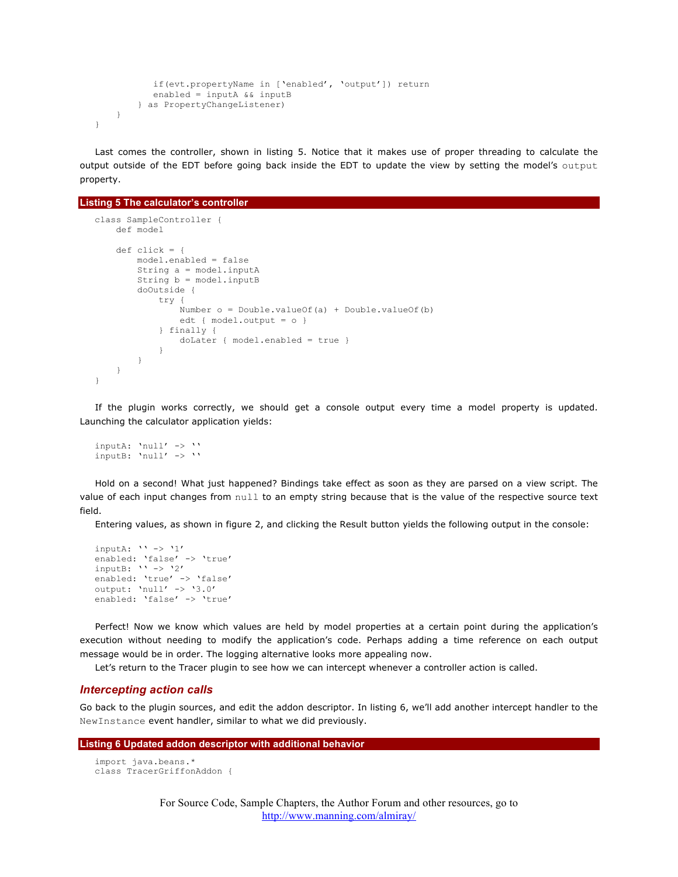```
            if(evt.propertyName in ['enabled', 'output']) return
            enabled = inputA && inputB
        } as PropertyChangeListener)
    }
}
```

Last comes the controller, shown in listing 5. Notice that it makes use of proper threading to calculate the output outside of the EDT before going back inside the EDT to update the view by setting the model's `output` property.

**Listing 5 The calculator's controller**

```
class SampleController {
    def model

    def click = {
        model.enabled = false
        String a = model.inputA
        String b = model.inputB
        doOutside {
            try {
                Number o = Double.valueOf(a) + Double.valueOf(b)
                edt { model.output = o }
            } finally {
                doLater { model.enabled = true }
            }
        }
    }
}
```

If the plugin works correctly, we should get a console output every time a model property is updated. Launching the calculator application yields:

```
inputA: 'null' -> ''
inputB: 'null' -> ''
```

Hold on a second! What just happened? Bindings take effect as soon as they are parsed on a view script. The value of each input changes from `null` to an empty string because that is the value of the respective source text field.

Entering values, as shown in figure 2, and clicking the Result button yields the following output in the console:

```
inputA: '' -> '1'
enabled: 'false' -> 'true'
inputB: '' -> '2'
enabled: 'true' -> 'false'
output: 'null' -> '3.0'
enabled: 'false' -> 'true'
```

Perfect! Now we know which values are held by model properties at a certain point during the application's execution without needing to modify the application's code. Perhaps adding a time reference on each output message would be in order. The logging alternative looks more appealing now.

Let's return to the Tracer plugin to see how we can intercept whenever a controller action is called.

### *Intercepting action calls*

Go back to the plugin sources, and edit the addon descriptor. In listing 6, we'll add another intercept handler to the `NewInstance` event handler, similar to what we did previously.

**Listing 6 Updated addon descriptor with additional behavior**

```
import java.beans.*
class TracerGriffonAddon {
```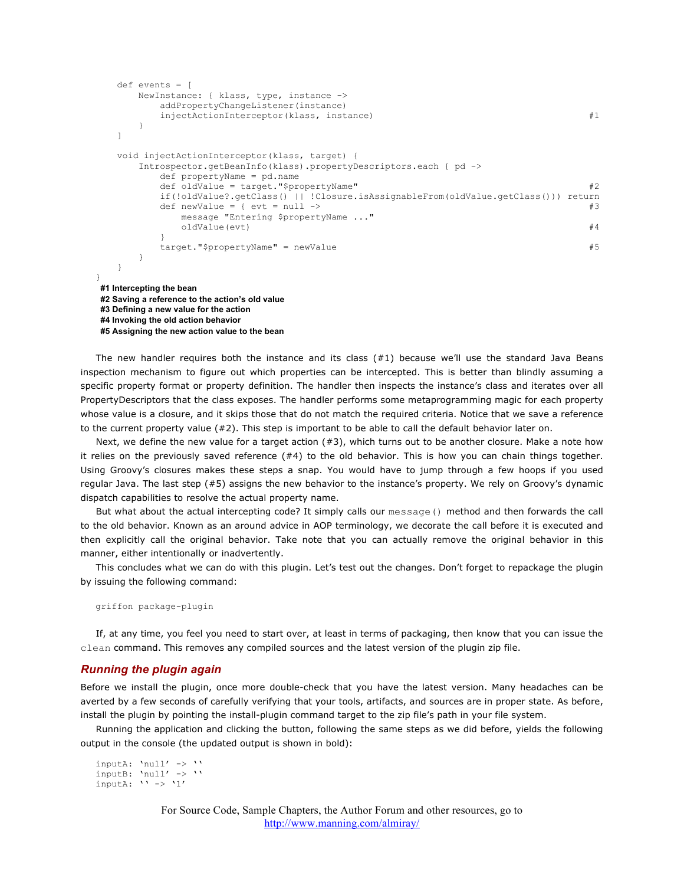```
    def events = [
        NewInstance: { klass, type, instance ->
            addPropertyChangeListener(instance)
            injectActionInterceptor(klass, instance)                                    #1
        }
    ]

    void injectActionInterceptor(klass, target) {
        Introspector.getBeanInfo(klass).propertyDescriptors.each { pd ->
            def propertyName = pd.name
            def oldValue = target."$propertyName"                                       #2
            if(!oldValue?.getClass() || !Closure.isAssignableFrom(oldValue.getClass())) return
            def newValue = { evt = null ->                                              #3
                message "Entering $propertyName ..."
                oldValue(evt)                                                           #4
            }
            target."$propertyName" = newValue                                           #5
        }
    }
}
```

**#1 Intercepting the bean**
**#2 Saving a reference to the action's old value**
**#3 Defining a new value for the action**
**#4 Invoking the old action behavior**
**#5 Assigning the new action value to the bean**

The new handler requires both the instance and its class (#1) because we'll use the standard Java Beans inspection mechanism to figure out which properties can be intercepted. This is better than blindly assuming a specific property format or property definition. The handler then inspects the instance's class and iterates over all PropertyDescriptors that the class exposes. The handler performs some metaprogramming magic for each property whose value is a closure, and it skips those that do not match the required criteria. Notice that we save a reference to the current property value (#2). This step is important to be able to call the default behavior later on.

Next, we define the new value for a target action (#3), which turns out to be another closure. Make a note how it relies on the previously saved reference (#4) to the old behavior. This is how you can chain things together. Using Groovy's closures makes these steps a snap. You would have to jump through a few hoops if you used regular Java. The last step (#5) assigns the new behavior to the instance's property. We rely on Groovy's dynamic dispatch capabilities to resolve the actual property name.

But what about the actual intercepting code? It simply calls our `message()` method and then forwards the call to the old behavior. Known as an around advice in AOP terminology, we decorate the call before it is executed and then explicitly call the original behavior. Take note that you can actually remove the original behavior in this manner, either intentionally or inadvertently.

This concludes what we can do with this plugin. Let's test out the changes. Don't forget to repackage the plugin by issuing the following command:

```
griffon package-plugin
```

If, at any time, you feel you need to start over, at least in terms of packaging, then know that you can issue the `clean` command. This removes any compiled sources and the latest version of the plugin zip file.

### *Running the plugin again*

Before we install the plugin, once more double-check that you have the latest version. Many headaches can be averted by a few seconds of carefully verifying that your tools, artifacts, and sources are in proper state. As before, install the plugin by pointing the install-plugin command target to the zip file's path in your file system.

Running the application and clicking the button, following the same steps as we did before, yields the following output in the console (the updated output is shown in bold):

```
inputA: 'null' -> ''
inputB: 'null' -> ''
inputA: '' -> '1'
```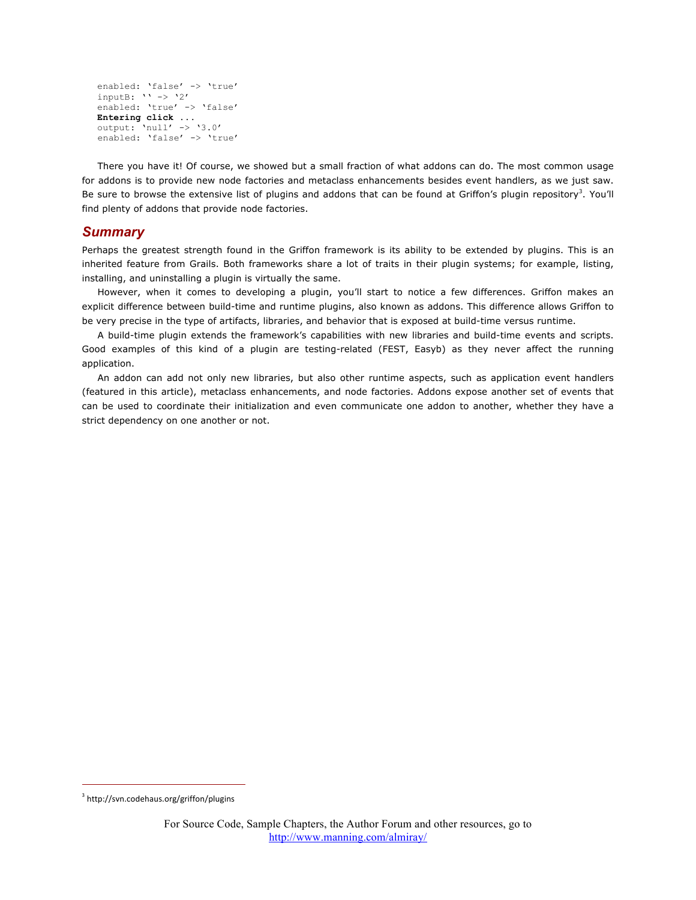```
enabled: 'false' -> 'true'
inputB: '' -> '2'
enabled: 'true' -> 'false'
Entering click ...
output: 'null' -> '3.0'
enabled: 'false' -> 'true'
```

There you have it! Of course, we showed but a small fraction of what addons can do. The most common usage for addons is to provide new node factories and metaclass enhancements besides event handlers, as we just saw. Be sure to browse the extensive list of plugins and addons that can be found at Griffon's plugin repository[3]. You'll find plenty of addons that provide node factories.

## Summary

Perhaps the greatest strength found in the Griffon framework is its ability to be extended by plugins. This is an inherited feature from Grails. Both frameworks share a lot of traits in their plugin systems; for example, listing, installing, and uninstalling a plugin is virtually the same.

However, when it comes to developing a plugin, you'll start to notice a few differences. Griffon makes an explicit difference between build-time and runtime plugins, also known as addons. This difference allows Griffon to be very precise in the type of artifacts, libraries, and behavior that is exposed at build-time versus runtime.

A build-time plugin extends the framework's capabilities with new libraries and build-time events and scripts. Good examples of this kind of a plugin are testing-related (FEST, Easyb) as they never affect the running application.

An addon can add not only new libraries, but also other runtime aspects, such as application event handlers (featured in this article), metaclass enhancements, and node factories. Addons expose another set of events that can be used to coordinate their initialization and even communicate one addon to another, whether they have a strict dependency on one another or not.

---

[3] http://svn.codehaus.org/griffon/plugins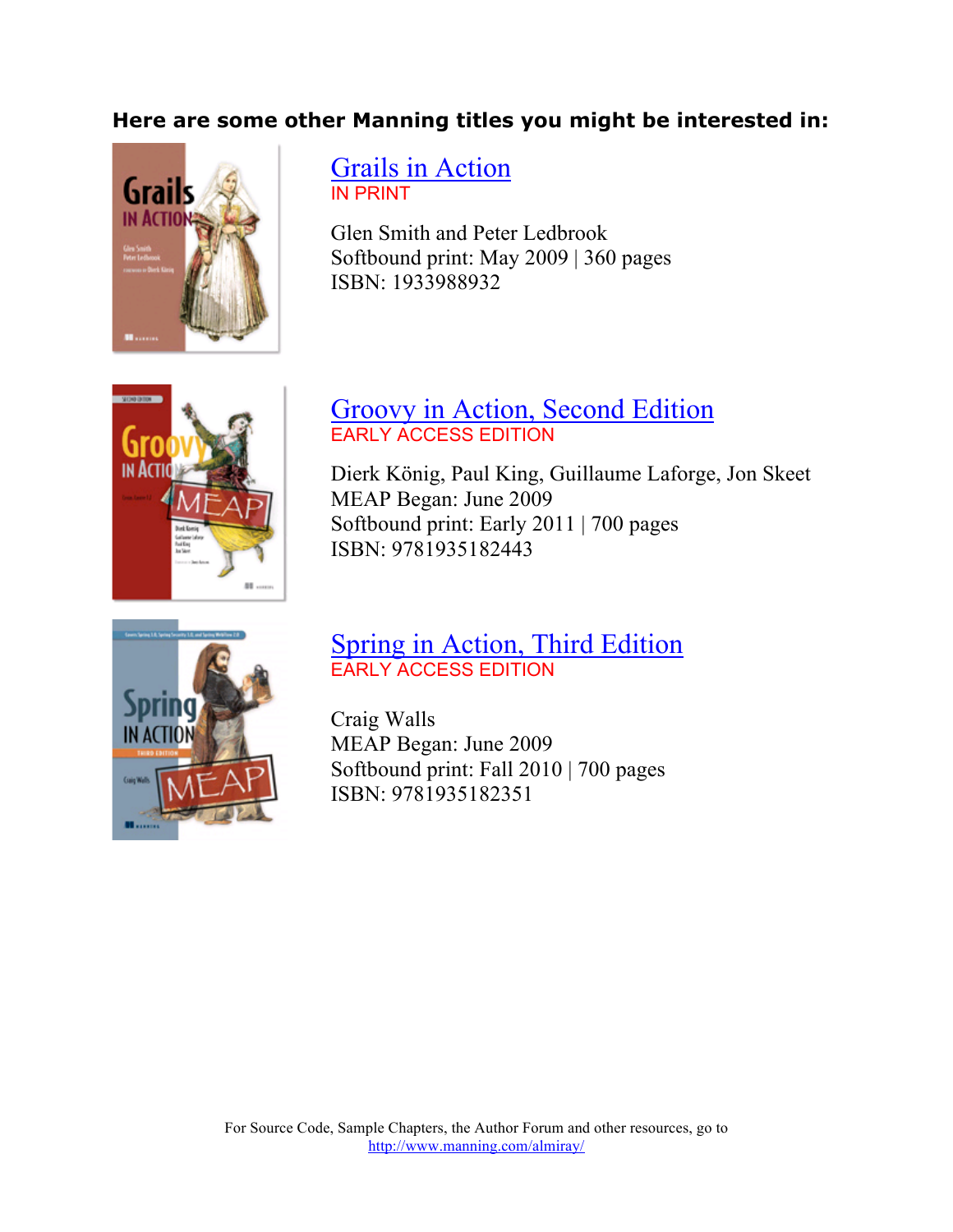**Here are some other Manning titles you might be interested in:**

## [Grails in Action](#)

IN PRINT

Glen Smith and Peter Ledbrook
Softbound print: May 2009 | 360 pages
ISBN: 1933988932

## [Groovy in Action, Second Edition](#)

EARLY ACCESS EDITION

Dierk König, Paul King, Guillaume Laforge, Jon Skeet
MEAP Began: June 2009
Softbound print: Early 2011 | 700 pages
ISBN: 9781935182443

## [Spring in Action, Third Edition](#)

EARLY ACCESS EDITION

Craig Walls
MEAP Began: June 2009
Softbound print: Fall 2010 | 700 pages
ISBN: 9781935182351

For Source Code, Sample Chapters, the Author Forum and other resources, go to
http://www.manning.com/almiray/